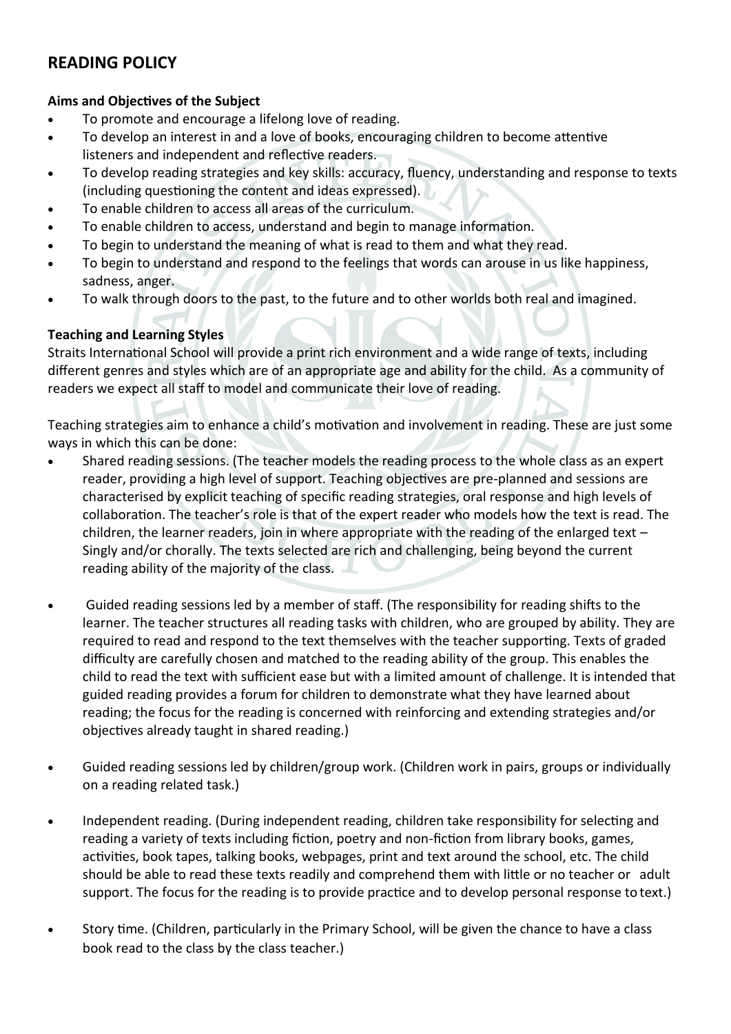# READING POLICY

**Aims and Objectives of the Subject**

- To promote and encourage a lifelong love of reading.
- To develop an interest in and a love of books, encouraging children to become attentive listeners and independent and reflective readers.
- To develop reading strategies and key skills: accuracy, fluency, understanding and response to texts (including questioning the content and ideas expressed).
- To enable children to access all areas of the curriculum.
- To enable children to access, understand and begin to manage information.
- To begin to understand the meaning of what is read to them and what they read.
- To begin to understand and respond to the feelings that words can arouse in us like happiness, sadness, anger.
- To walk through doors to the past, to the future and to other worlds both real and imagined.

**Teaching and Learning Styles**

Straits International School will provide a print rich environment and a wide range of texts, including different genres and styles which are of an appropriate age and ability for the child. As a community of readers we expect all staff to model and communicate their love of reading.

Teaching strategies aim to enhance a child's motivation and involvement in reading. These are just some ways in which this can be done:

- Shared reading sessions. (The teacher models the reading process to the whole class as an expert reader, providing a high level of support. Teaching objectives are pre-planned and sessions are characterised by explicit teaching of specific reading strategies, oral response and high levels of collaboration. The teacher's role is that of the expert reader who models how the text is read. The children, the learner readers, join in where appropriate with the reading of the enlarged text – Singly and/or chorally. The texts selected are rich and challenging, being beyond the current reading ability of the majority of the class.

- Guided reading sessions led by a member of staff. (The responsibility for reading shifts to the learner. The teacher structures all reading tasks with children, who are grouped by ability. They are required to read and respond to the text themselves with the teacher supporting. Texts of graded difficulty are carefully chosen and matched to the reading ability of the group. This enables the child to read the text with sufficient ease but with a limited amount of challenge. It is intended that guided reading provides a forum for children to demonstrate what they have learned about reading; the focus for the reading is concerned with reinforcing and extending strategies and/or objectives already taught in shared reading.)

- Guided reading sessions led by children/group work. (Children work in pairs, groups or individually on a reading related task.)

- Independent reading. (During independent reading, children take responsibility for selecting and reading a variety of texts including fiction, poetry and non-fiction from library books, games, activities, book tapes, talking books, webpages, print and text around the school, etc. The child should be able to read these texts readily and comprehend them with little or no teacher or adult support. The focus for the reading is to provide practice and to develop personal response to text.)

- Story time. (Children, particularly in the Primary School, will be given the chance to have a class book read to the class by the class teacher.)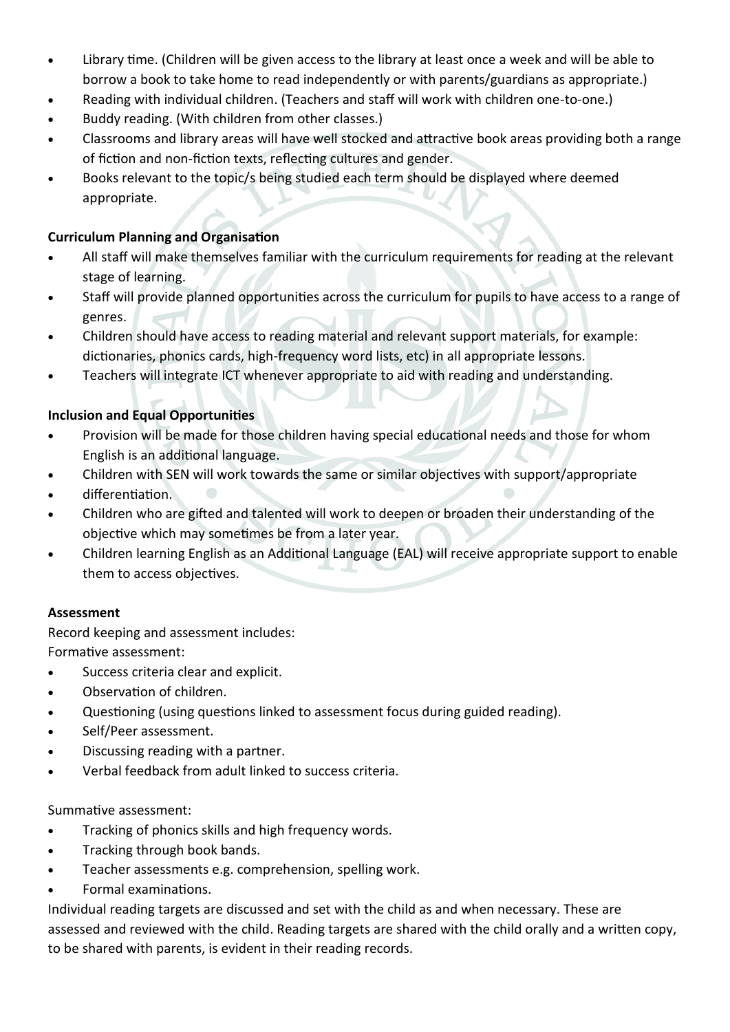- Library time. (Children will be given access to the library at least once a week and will be able to borrow a book to take home to read independently or with parents/guardians as appropriate.)
- Reading with individual children. (Teachers and staff will work with children one-to-one.)
- Buddy reading. (With children from other classes.)
- Classrooms and library areas will have well stocked and attractive book areas providing both a range of fiction and non-fiction texts, reflecting cultures and gender.
- Books relevant to the topic/s being studied each term should be displayed where deemed appropriate.

**Curriculum Planning and Organisation**

- All staff will make themselves familiar with the curriculum requirements for reading at the relevant stage of learning.
- Staff will provide planned opportunities across the curriculum for pupils to have access to a range of genres.
- Children should have access to reading material and relevant support materials, for example: dictionaries, phonics cards, high-frequency word lists, etc) in all appropriate lessons.
- Teachers will integrate ICT whenever appropriate to aid with reading and understanding.

**Inclusion and Equal Opportunities**

- Provision will be made for those children having special educational needs and those for whom English is an additional language.
- Children with SEN will work towards the same or similar objectives with support/appropriate
- differentiation.
- Children who are gifted and talented will work to deepen or broaden their understanding of the objective which may sometimes be from a later year.
- Children learning English as an Additional Language (EAL) will receive appropriate support to enable them to access objectives.

**Assessment**

Record keeping and assessment includes:
Formative assessment:

- Success criteria clear and explicit.
- Observation of children.
- Questioning (using questions linked to assessment focus during guided reading).
- Self/Peer assessment.
- Discussing reading with a partner.
- Verbal feedback from adult linked to success criteria.

Summative assessment:

- Tracking of phonics skills and high frequency words.
- Tracking through book bands.
- Teacher assessments e.g. comprehension, spelling work.
- Formal examinations.

Individual reading targets are discussed and set with the child as and when necessary. These are assessed and reviewed with the child. Reading targets are shared with the child orally and a written copy, to be shared with parents, is evident in their reading records.